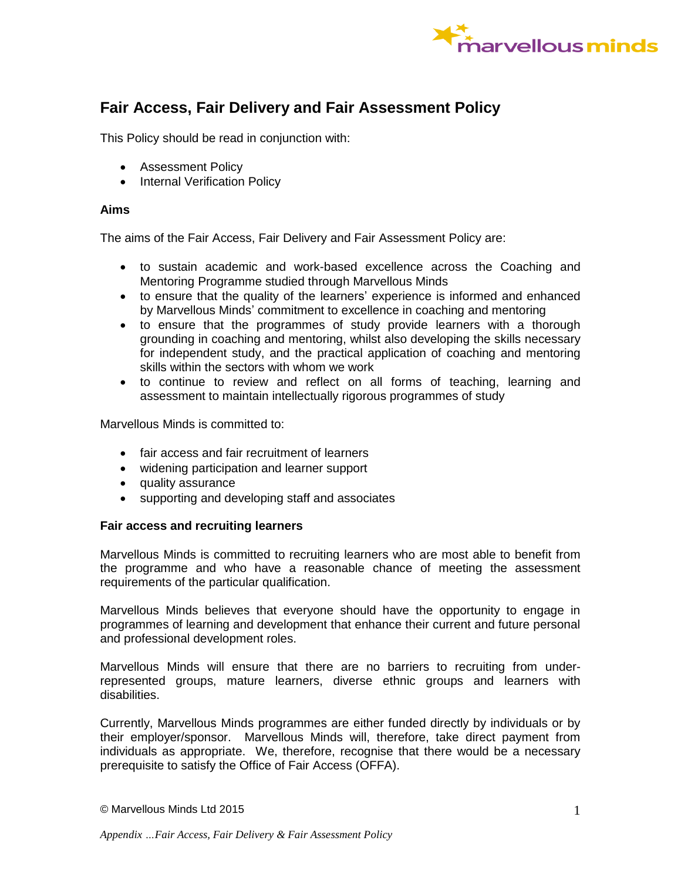# Fair Access, Fair Delivery and Fair Assessment Policy

This Policy should be read in conjunction with:

- Assessment Policy
- Internal Verification Policy

**Aims**

The aims of the Fair Access, Fair Delivery and Fair Assessment Policy are:

- to sustain academic and work-based excellence across the Coaching and Mentoring Programme studied through Marvellous Minds
- to ensure that the quality of the learners' experience is informed and enhanced by Marvellous Minds' commitment to excellence in coaching and mentoring
- to ensure that the programmes of study provide learners with a thorough grounding in coaching and mentoring, whilst also developing the skills necessary for independent study, and the practical application of coaching and mentoring skills within the sectors with whom we work
- to continue to review and reflect on all forms of teaching, learning and assessment to maintain intellectually rigorous programmes of study

Marvellous Minds is committed to:

- fair access and fair recruitment of learners
- widening participation and learner support
- quality assurance
- supporting and developing staff and associates

**Fair access and recruiting learners**

Marvellous Minds is committed to recruiting learners who are most able to benefit from the programme and who have a reasonable chance of meeting the assessment requirements of the particular qualification.

Marvellous Minds believes that everyone should have the opportunity to engage in programmes of learning and development that enhance their current and future personal and professional development roles.

Marvellous Minds will ensure that there are no barriers to recruiting from under-represented groups, mature learners, diverse ethnic groups and learners with disabilities.

Currently, Marvellous Minds programmes are either funded directly by individuals or by their employer/sponsor. Marvellous Minds will, therefore, take direct payment from individuals as appropriate. We, therefore, recognise that there would be a necessary prerequisite to satisfy the Office of Fair Access (OFFA).

© Marvellous Minds Ltd 2015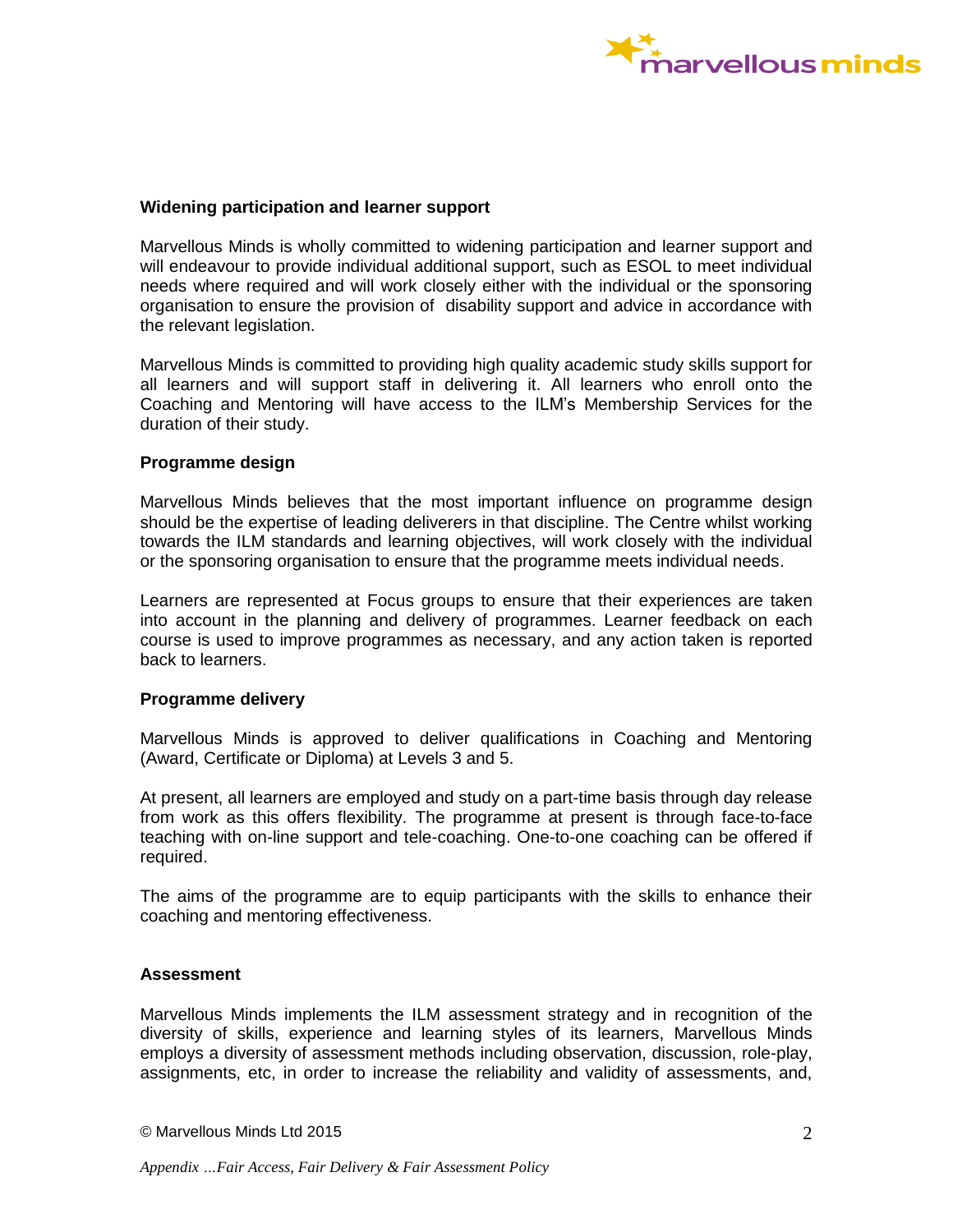**Widening participation and learner support**

Marvellous Minds is wholly committed to widening participation and learner support and will endeavour to provide individual additional support, such as ESOL to meet individual needs where required and will work closely either with the individual or the sponsoring organisation to ensure the provision of disability support and advice in accordance with the relevant legislation.

Marvellous Minds is committed to providing high quality academic study skills support for all learners and will support staff in delivering it. All learners who enroll onto the Coaching and Mentoring will have access to the ILM's Membership Services for the duration of their study.

**Programme design**

Marvellous Minds believes that the most important influence on programme design should be the expertise of leading deliverers in that discipline. The Centre whilst working towards the ILM standards and learning objectives, will work closely with the individual or the sponsoring organisation to ensure that the programme meets individual needs.

Learners are represented at Focus groups to ensure that their experiences are taken into account in the planning and delivery of programmes. Learner feedback on each course is used to improve programmes as necessary, and any action taken is reported back to learners.

**Programme delivery**

Marvellous Minds is approved to deliver qualifications in Coaching and Mentoring (Award, Certificate or Diploma) at Levels 3 and 5.

At present, all learners are employed and study on a part-time basis through day release from work as this offers flexibility. The programme at present is through face-to-face teaching with on-line support and tele-coaching. One-to-one coaching can be offered if required.

The aims of the programme are to equip participants with the skills to enhance their coaching and mentoring effectiveness.

**Assessment**

Marvellous Minds implements the ILM assessment strategy and in recognition of the diversity of skills, experience and learning styles of its learners, Marvellous Minds employs a diversity of assessment methods including observation, discussion, role-play, assignments, etc, in order to increase the reliability and validity of assessments, and,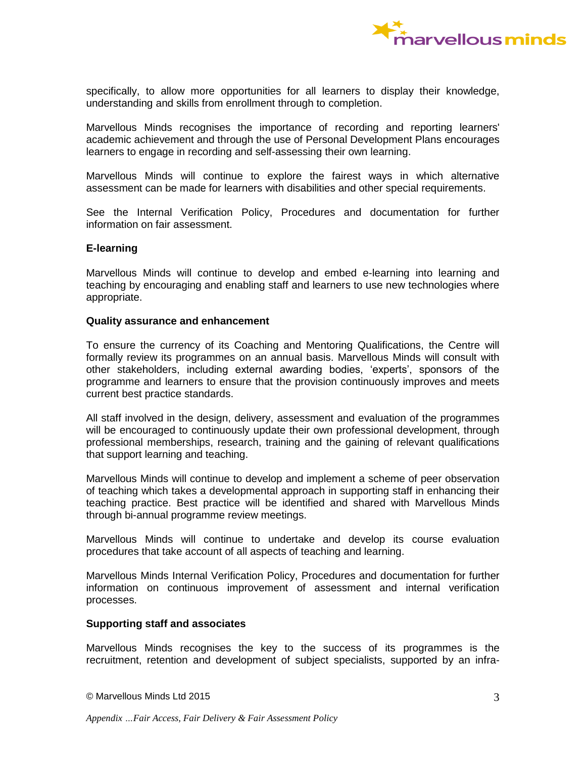specifically, to allow more opportunities for all learners to display their knowledge, understanding and skills from enrollment through to completion.

Marvellous Minds recognises the importance of recording and reporting learners' academic achievement and through the use of Personal Development Plans encourages learners to engage in recording and self-assessing their own learning.

Marvellous Minds will continue to explore the fairest ways in which alternative assessment can be made for learners with disabilities and other special requirements.

See the Internal Verification Policy, Procedures and documentation for further information on fair assessment.

**E-learning**

Marvellous Minds will continue to develop and embed e-learning into learning and teaching by encouraging and enabling staff and learners to use new technologies where appropriate.

**Quality assurance and enhancement**

To ensure the currency of its Coaching and Mentoring Qualifications, the Centre will formally review its programmes on an annual basis. Marvellous Minds will consult with other stakeholders, including external awarding bodies, 'experts', sponsors of the programme and learners to ensure that the provision continuously improves and meets current best practice standards.

All staff involved in the design, delivery, assessment and evaluation of the programmes will be encouraged to continuously update their own professional development, through professional memberships, research, training and the gaining of relevant qualifications that support learning and teaching.

Marvellous Minds will continue to develop and implement a scheme of peer observation of teaching which takes a developmental approach in supporting staff in enhancing their teaching practice. Best practice will be identified and shared with Marvellous Minds through bi-annual programme review meetings.

Marvellous Minds will continue to undertake and develop its course evaluation procedures that take account of all aspects of teaching and learning.

Marvellous Minds Internal Verification Policy, Procedures and documentation for further information on continuous improvement of assessment and internal verification processes.

**Supporting staff and associates**

Marvellous Minds recognises the key to the success of its programmes is the recruitment, retention and development of subject specialists, supported by an infra-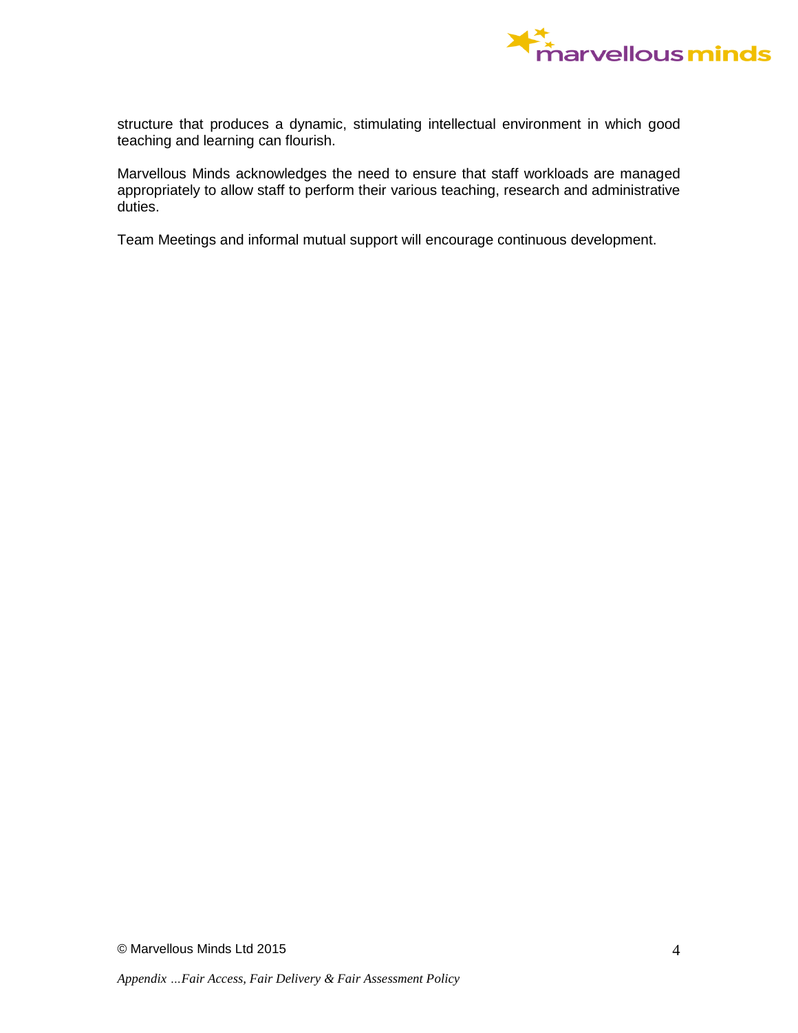structure that produces a dynamic, stimulating intellectual environment in which good teaching and learning can flourish.

Marvellous Minds acknowledges the need to ensure that staff workloads are managed appropriately to allow staff to perform their various teaching, research and administrative duties.

Team Meetings and informal mutual support will encourage continuous development.